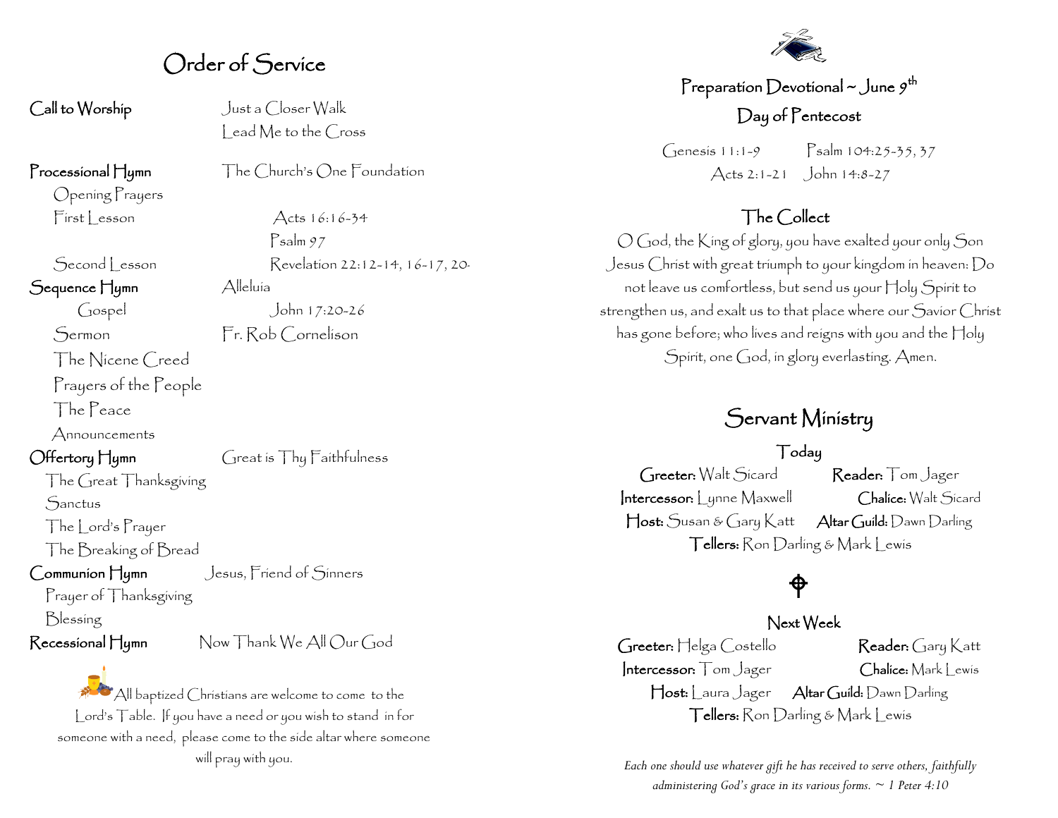# Order of Service

**Call to Worship** — Just a Closer Walk
Lead Me to the Cross

**Processional Hymn** — The Church's One Foundation

Opening Prayers

First Lesson — Acts 16:16-34

Psalm 97

Second Lesson — Revelation 22:12-14, 16-17, 20-

**Sequence Hymn** — Alleluia

Gospel — John 17:20-26

Sermon — Fr. Rob Cornelison

The Nicene Creed

Prayers of the People

The Peace

Announcements

**Offertory Hymn** — Great is Thy Faithfulness

The Great Thanksgiving

Sanctus

The Lord's Prayer

The Breaking of Bread

**Communion Hymn** — Jesus, Friend of Sinners

Prayer of Thanksgiving

Blessing

**Recessional Hymn** — Now Thank We All Our God

All baptized Christians are welcome to come to the Lord's Table. If you have a need or you wish to stand in for someone with a need, please come to the side altar where someone will pray with you.

## Preparation Devotional ~ June 9th

## Day of Pentecost

Genesis 11:1-9 Psalm 104:25-35, 37
Acts 2:1-21 John 14:8-27

## The Collect

O God, the King of glory, you have exalted your only Son Jesus Christ with great triumph to your kingdom in heaven: Do not leave us comfortless, but send us your Holy Spirit to strengthen us, and exalt us to that place where our Savior Christ has gone before; who lives and reigns with you and the Holy Spirit, one God, in glory everlasting. Amen.

## Servant Ministry

### Today

**Greeter:** Walt Sicard **Reader:** Tom Jager
**Intercessor:** Lynne Maxwell **Chalice:** Walt Sicard
**Host:** Susan & Gary Katt **Altar Guild:** Dawn Darling
**Tellers:** Ron Darling & Mark Lewis

### Next Week

**Greeter:** Helga Costello **Reader:** Gary Katt
**Intercessor:** Tom Jager **Chalice:** Mark Lewis
**Host:** Laura Jager **Altar Guild:** Dawn Darling
**Tellers:** Ron Darling & Mark Lewis

*Each one should use whatever gift he has received to serve others, faithfully administering God's grace in its various forms. ~ 1 Peter 4:10*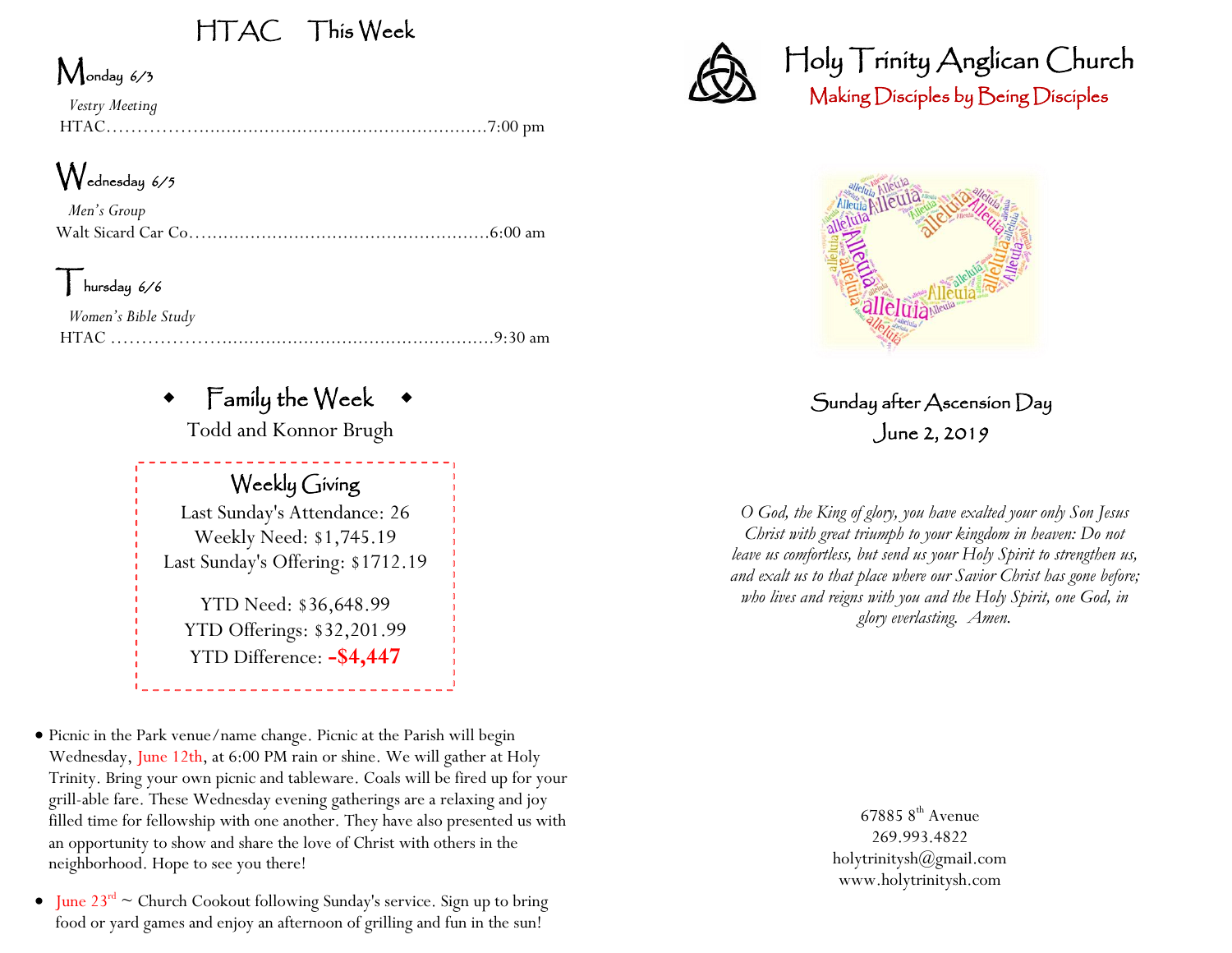# HTAC This Week

## Monday 6/3

*Vestry Meeting*
HTAC……………………………………………………………7:00 pm

## Wednesday 6/5

*Men's Group*
Walt Sicard Car Co………………………………………………6:00 am

## Thursday 6/6

*Women's Bible Study*
HTAC ……………………………………………………………9:30 am

## ◆ Family the Week ◆

Todd and Konnor Brugh

### Weekly Giving

Last Sunday's Attendance: 26
Weekly Need: $1,745.19
Last Sunday's Offering: $1712.19

YTD Need: $36,648.99
YTD Offerings: $32,201.99
YTD Difference: **-$4,447**

- Picnic in the Park venue/name change. Picnic at the Parish will begin Wednesday, June 12th, at 6:00 PM rain or shine. We will gather at Holy Trinity. Bring your own picnic and tableware. Coals will be fired up for your grill-able fare. These Wednesday evening gatherings are a relaxing and joy filled time for fellowship with one another. They have also presented us with an opportunity to show and share the love of Christ with others in the neighborhood. Hope to see you there!
- June 23rd ~ Church Cookout following Sunday's service. Sign up to bring food or yard games and enjoy an afternoon of grilling and fun in the sun!

# Holy Trinity Anglican Church

Making Disciples by Being Disciples

Sunday after Ascension Day
June 2, 2019

*O God, the King of glory, you have exalted your only Son Jesus Christ with great triumph to your kingdom in heaven: Do not leave us comfortless, but send us your Holy Spirit to strengthen us, and exalt us to that place where our Savior Christ has gone before; who lives and reigns with you and the Holy Spirit, one God, in glory everlasting. Amen.*

67885 8th Avenue
269.993.4822
holytrinitysh@gmail.com
www.holytrinitysh.com